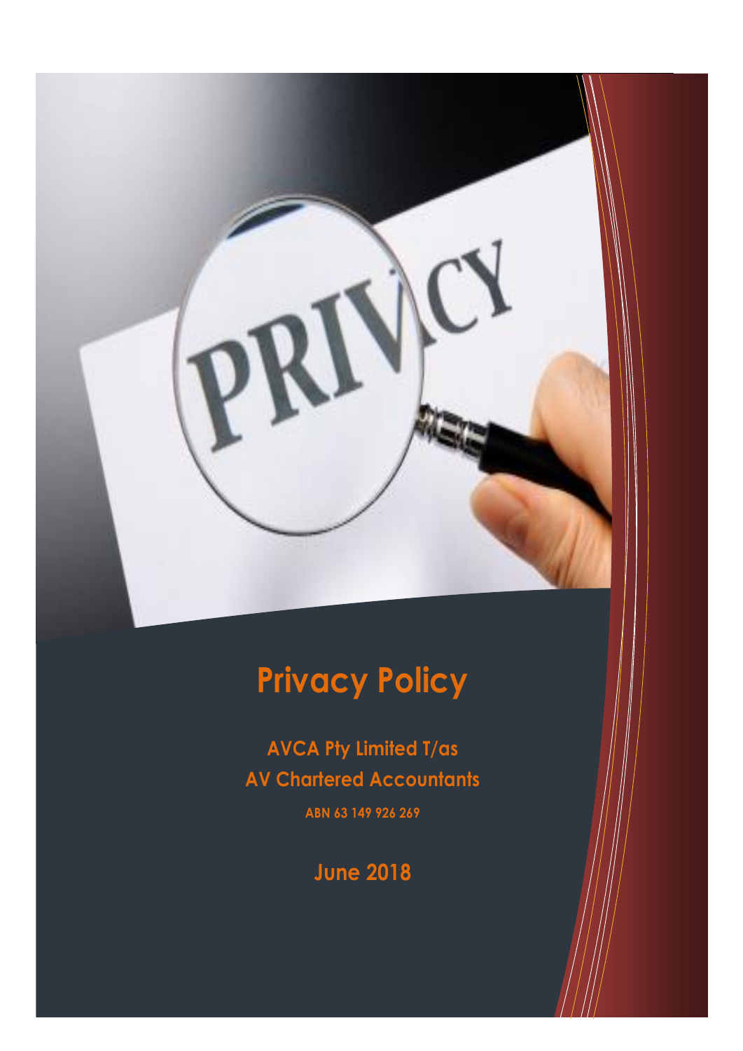# Privacy Policy

**AVCA Pty Limited T/as**
**AV Chartered Accountants**

**ABN 63 149 926 269**

**June 2018**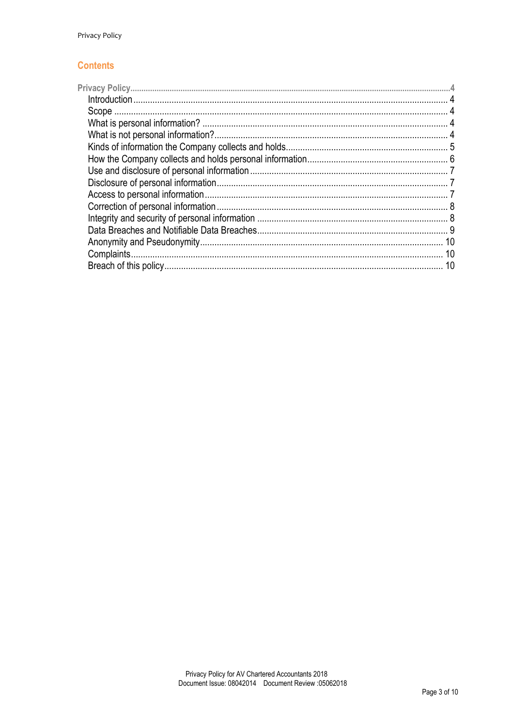## Contents

- Privacy Policy ..... 4
  - Introduction ..... 4
  - Scope ..... 4
  - What is personal information? ..... 4
  - What is not personal information? ..... 4
  - Kinds of information the Company collects and holds ..... 5
  - How the Company collects and holds personal information ..... 6
  - Use and disclosure of personal information ..... 7
  - Disclosure of personal information ..... 7
  - Access to personal information ..... 7
  - Correction of personal information ..... 8
  - Integrity and security of personal information ..... 8
  - Data Breaches and Notifiable Data Breaches ..... 9
  - Anonymity and Pseudonymity ..... 10
  - Complaints ..... 10
  - Breach of this policy ..... 10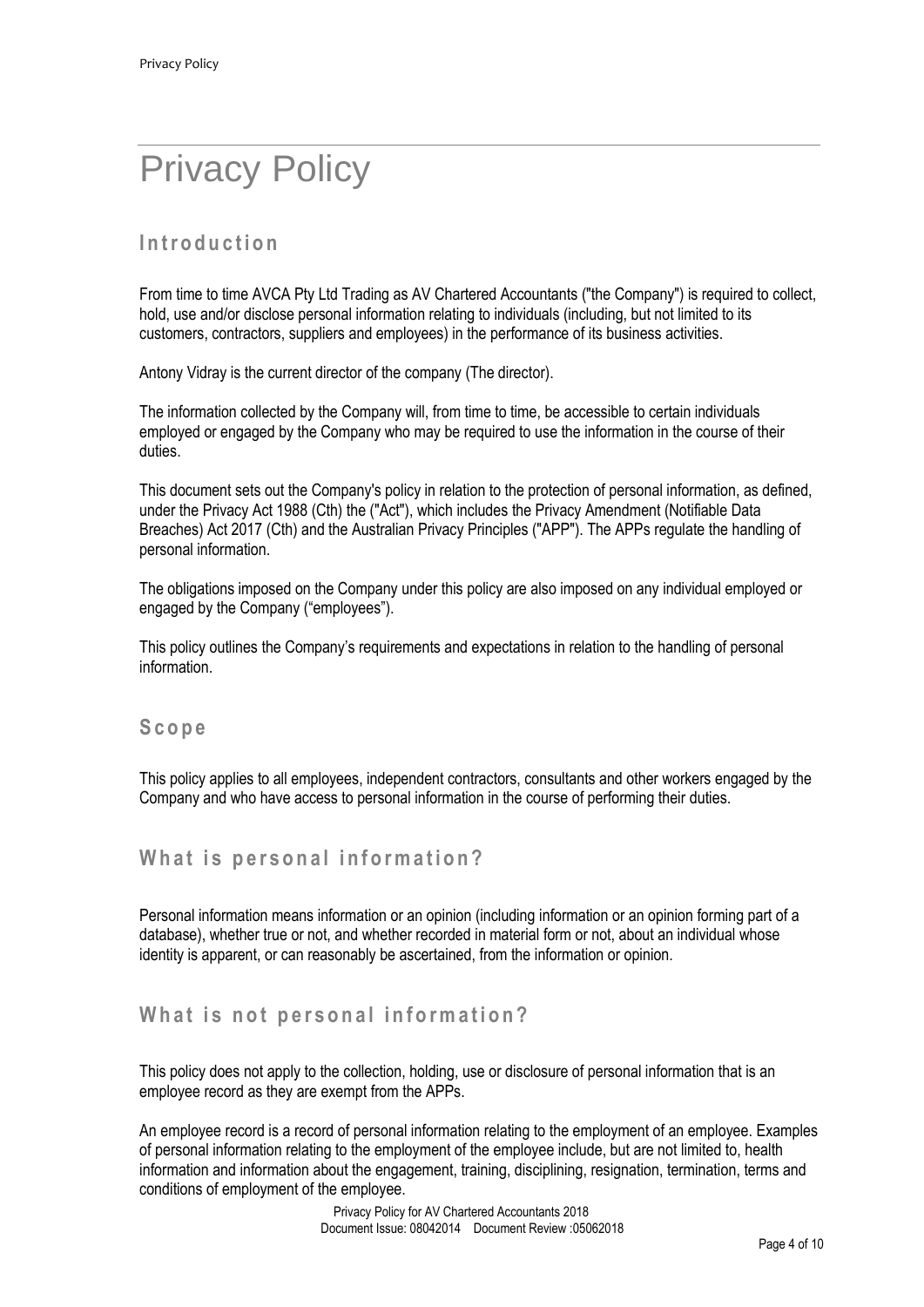# Privacy Policy

## Introduction

From time to time AVCA Pty Ltd Trading as AV Chartered Accountants ("the Company") is required to collect, hold, use and/or disclose personal information relating to individuals (including, but not limited to its customers, contractors, suppliers and employees) in the performance of its business activities.

Antony Vidray is the current director of the company (The director).

The information collected by the Company will, from time to time, be accessible to certain individuals employed or engaged by the Company who may be required to use the information in the course of their duties.

This document sets out the Company's policy in relation to the protection of personal information, as defined, under the Privacy Act 1988 (Cth) the ("Act"), which includes the Privacy Amendment (Notifiable Data Breaches) Act 2017 (Cth) and the Australian Privacy Principles ("APP"). The APPs regulate the handling of personal information.

The obligations imposed on the Company under this policy are also imposed on any individual employed or engaged by the Company ("employees").

This policy outlines the Company's requirements and expectations in relation to the handling of personal information.

## Scope

This policy applies to all employees, independent contractors, consultants and other workers engaged by the Company and who have access to personal information in the course of performing their duties.

## What is personal information?

Personal information means information or an opinion (including information or an opinion forming part of a database), whether true or not, and whether recorded in material form or not, about an individual whose identity is apparent, or can reasonably be ascertained, from the information or opinion.

## What is not personal information?

This policy does not apply to the collection, holding, use or disclosure of personal information that is an employee record as they are exempt from the APPs.

An employee record is a record of personal information relating to the employment of an employee. Examples of personal information relating to the employment of the employee include, but are not limited to, health information and information about the engagement, training, disciplining, resignation, termination, terms and conditions of employment of the employee.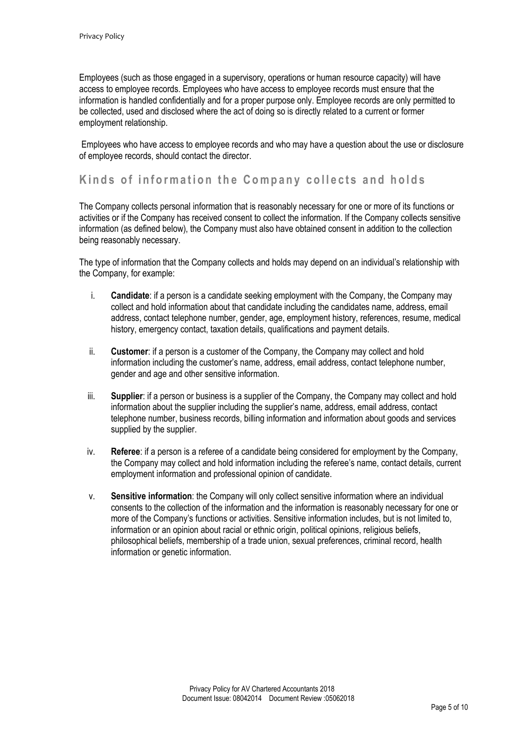Employees (such as those engaged in a supervisory, operations or human resource capacity) will have access to employee records. Employees who have access to employee records must ensure that the information is handled confidentially and for a proper purpose only. Employee records are only permitted to be collected, used and disclosed where the act of doing so is directly related to a current or former employment relationship.

Employees who have access to employee records and who may have a question about the use or disclosure of employee records, should contact the director.

## Kinds of information the Company collects and holds

The Company collects personal information that is reasonably necessary for one or more of its functions or activities or if the Company has received consent to collect the information. If the Company collects sensitive information (as defined below), the Company must also have obtained consent in addition to the collection being reasonably necessary.

The type of information that the Company collects and holds may depend on an individual's relationship with the Company, for example:

i. **Candidate**: if a person is a candidate seeking employment with the Company, the Company may collect and hold information about that candidate including the candidates name, address, email address, contact telephone number, gender, age, employment history, references, resume, medical history, emergency contact, taxation details, qualifications and payment details.

ii. **Customer**: if a person is a customer of the Company, the Company may collect and hold information including the customer's name, address, email address, contact telephone number, gender and age and other sensitive information.

iii. **Supplier**: if a person or business is a supplier of the Company, the Company may collect and hold information about the supplier including the supplier's name, address, email address, contact telephone number, business records, billing information and information about goods and services supplied by the supplier.

iv. **Referee**: if a person is a referee of a candidate being considered for employment by the Company, the Company may collect and hold information including the referee's name, contact details, current employment information and professional opinion of candidate.

v. **Sensitive information**: the Company will only collect sensitive information where an individual consents to the collection of the information and the information is reasonably necessary for one or more of the Company's functions or activities. Sensitive information includes, but is not limited to, information or an opinion about racial or ethnic origin, political opinions, religious beliefs, philosophical beliefs, membership of a trade union, sexual preferences, criminal record, health information or genetic information.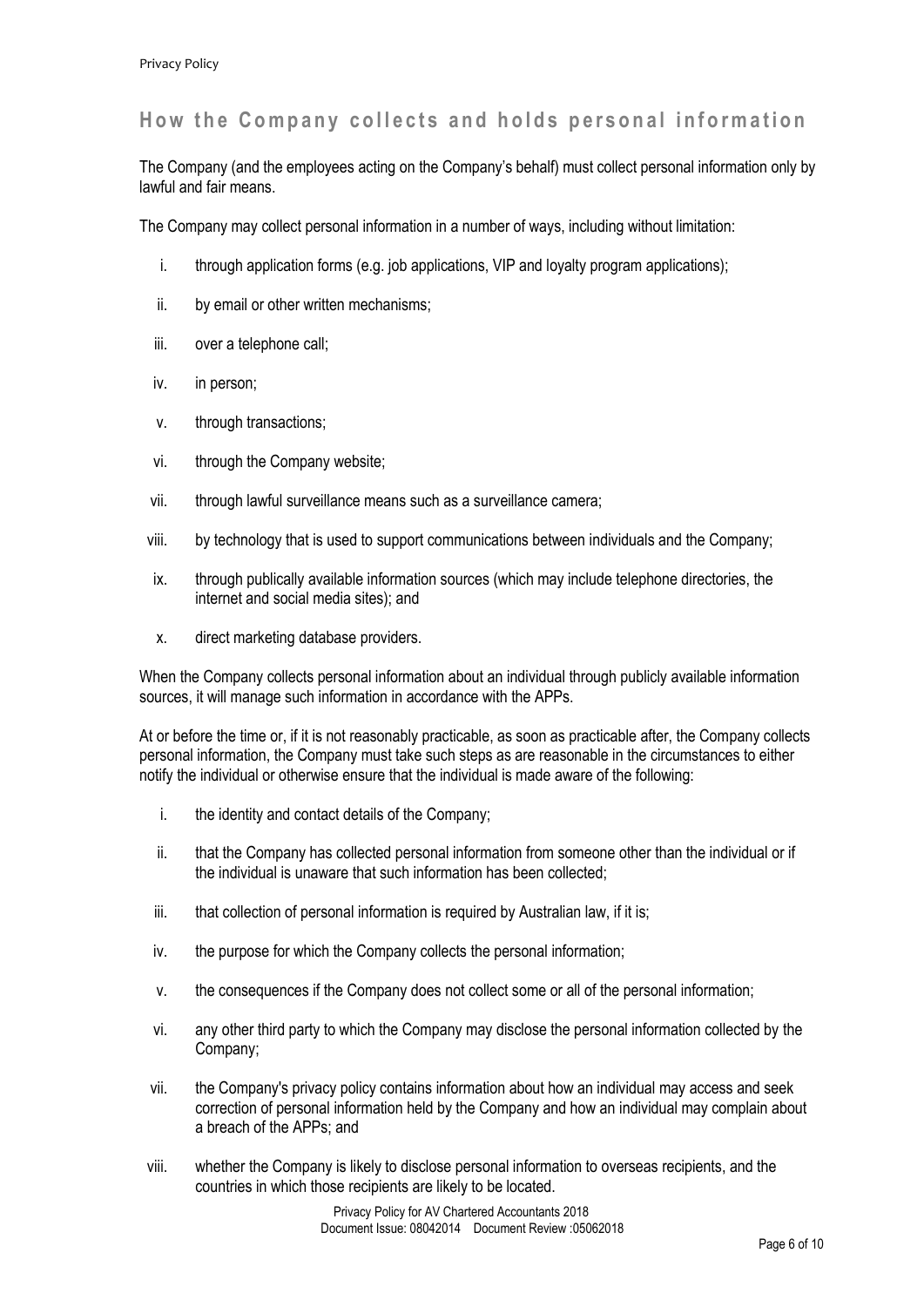## How the Company collects and holds personal information

The Company (and the employees acting on the Company's behalf) must collect personal information only by lawful and fair means.

The Company may collect personal information in a number of ways, including without limitation:

i. through application forms (e.g. job applications, VIP and loyalty program applications);

ii. by email or other written mechanisms;

iii. over a telephone call;

iv. in person;

v. through transactions;

vi. through the Company website;

vii. through lawful surveillance means such as a surveillance camera;

viii. by technology that is used to support communications between individuals and the Company;

ix. through publically available information sources (which may include telephone directories, the internet and social media sites); and

x. direct marketing database providers.

When the Company collects personal information about an individual through publicly available information sources, it will manage such information in accordance with the APPs.

At or before the time or, if it is not reasonably practicable, as soon as practicable after, the Company collects personal information, the Company must take such steps as are reasonable in the circumstances to either notify the individual or otherwise ensure that the individual is made aware of the following:

i. the identity and contact details of the Company;

ii. that the Company has collected personal information from someone other than the individual or if the individual is unaware that such information has been collected;

iii. that collection of personal information is required by Australian law, if it is;

iv. the purpose for which the Company collects the personal information;

v. the consequences if the Company does not collect some or all of the personal information;

vi. any other third party to which the Company may disclose the personal information collected by the Company;

vii. the Company's privacy policy contains information about how an individual may access and seek correction of personal information held by the Company and how an individual may complain about a breach of the APPs; and

viii. whether the Company is likely to disclose personal information to overseas recipients, and the countries in which those recipients are likely to be located.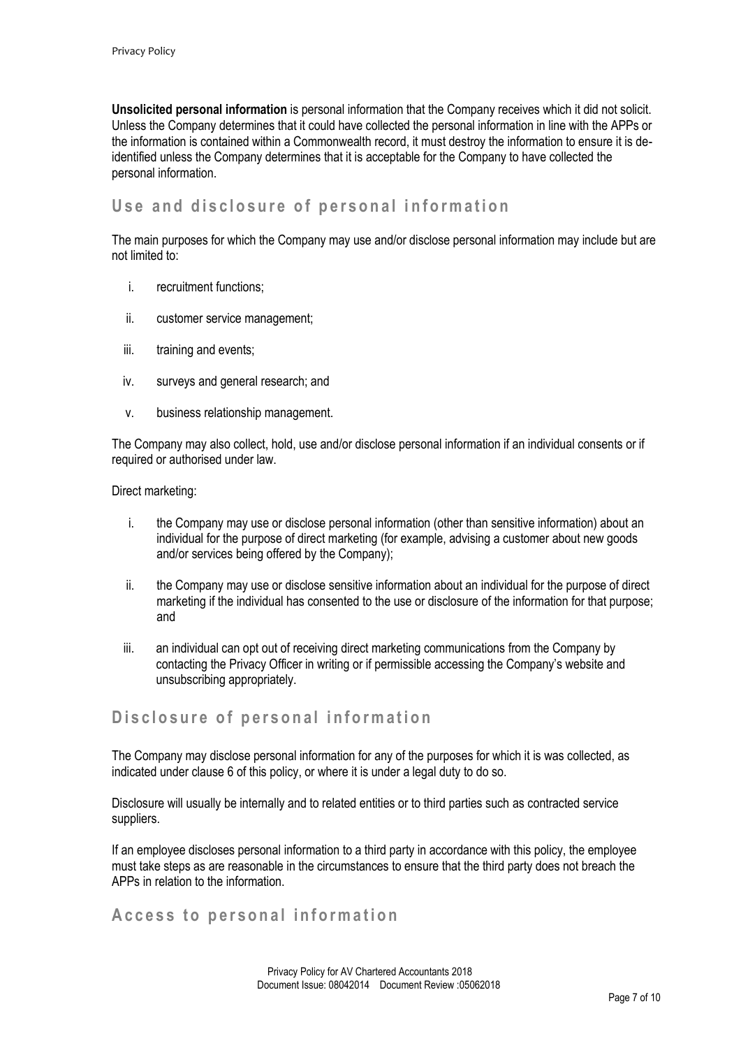**Unsolicited personal information** is personal information that the Company receives which it did not solicit. Unless the Company determines that it could have collected the personal information in line with the APPs or the information is contained within a Commonwealth record, it must destroy the information to ensure it is de-identified unless the Company determines that it is acceptable for the Company to have collected the personal information.

## Use and disclosure of personal information

The main purposes for which the Company may use and/or disclose personal information may include but are not limited to:

i. recruitment functions;

ii. customer service management;

iii. training and events;

iv. surveys and general research; and

v. business relationship management.

The Company may also collect, hold, use and/or disclose personal information if an individual consents or if required or authorised under law.

Direct marketing:

i. the Company may use or disclose personal information (other than sensitive information) about an individual for the purpose of direct marketing (for example, advising a customer about new goods and/or services being offered by the Company);

ii. the Company may use or disclose sensitive information about an individual for the purpose of direct marketing if the individual has consented to the use or disclosure of the information for that purpose; and

iii. an individual can opt out of receiving direct marketing communications from the Company by contacting the Privacy Officer in writing or if permissible accessing the Company's website and unsubscribing appropriately.

## Disclosure of personal information

The Company may disclose personal information for any of the purposes for which it is was collected, as indicated under clause 6 of this policy, or where it is under a legal duty to do so.

Disclosure will usually be internally and to related entities or to third parties such as contracted service suppliers.

If an employee discloses personal information to a third party in accordance with this policy, the employee must take steps as are reasonable in the circumstances to ensure that the third party does not breach the APPs in relation to the information.

## Access to personal information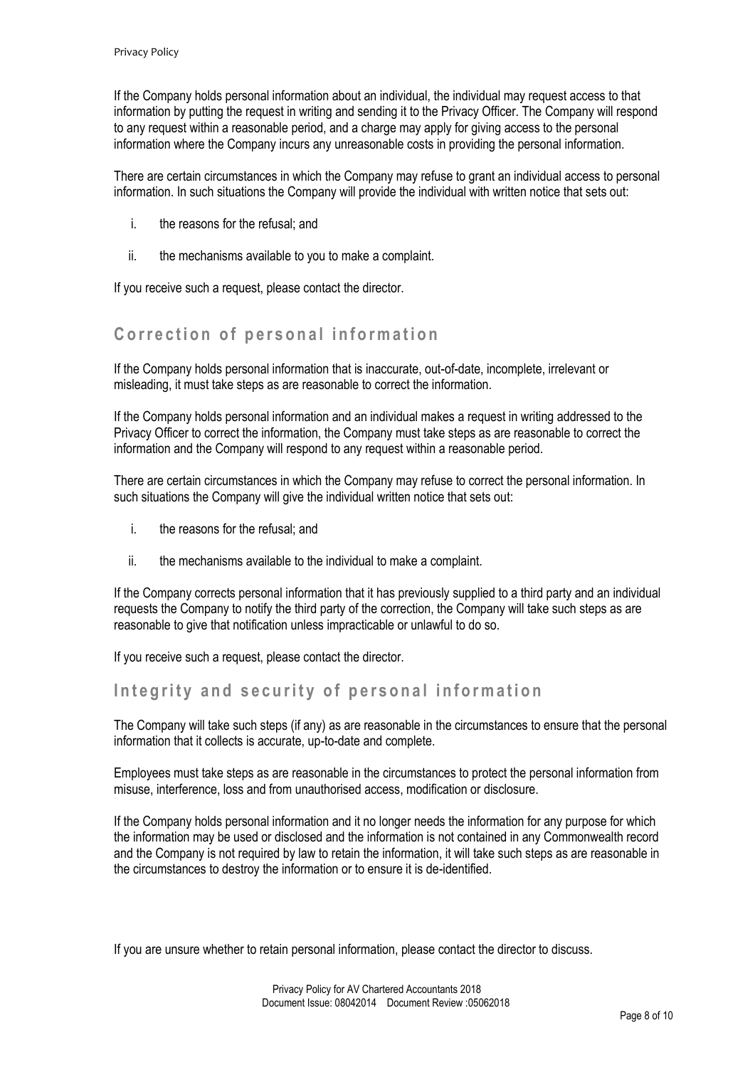If the Company holds personal information about an individual, the individual may request access to that information by putting the request in writing and sending it to the Privacy Officer. The Company will respond to any request within a reasonable period, and a charge may apply for giving access to the personal information where the Company incurs any unreasonable costs in providing the personal information.

There are certain circumstances in which the Company may refuse to grant an individual access to personal information. In such situations the Company will provide the individual with written notice that sets out:

i. the reasons for the refusal; and

ii. the mechanisms available to you to make a complaint.

If you receive such a request, please contact the director.

## Correction of personal information

If the Company holds personal information that is inaccurate, out-of-date, incomplete, irrelevant or misleading, it must take steps as are reasonable to correct the information.

If the Company holds personal information and an individual makes a request in writing addressed to the Privacy Officer to correct the information, the Company must take steps as are reasonable to correct the information and the Company will respond to any request within a reasonable period.

There are certain circumstances in which the Company may refuse to correct the personal information. In such situations the Company will give the individual written notice that sets out:

i. the reasons for the refusal; and

ii. the mechanisms available to the individual to make a complaint.

If the Company corrects personal information that it has previously supplied to a third party and an individual requests the Company to notify the third party of the correction, the Company will take such steps as are reasonable to give that notification unless impracticable or unlawful to do so.

If you receive such a request, please contact the director.

## Integrity and security of personal information

The Company will take such steps (if any) as are reasonable in the circumstances to ensure that the personal information that it collects is accurate, up-to-date and complete.

Employees must take steps as are reasonable in the circumstances to protect the personal information from misuse, interference, loss and from unauthorised access, modification or disclosure.

If the Company holds personal information and it no longer needs the information for any purpose for which the information may be used or disclosed and the information is not contained in any Commonwealth record and the Company is not required by law to retain the information, it will take such steps as are reasonable in the circumstances to destroy the information or to ensure it is de-identified.

If you are unsure whether to retain personal information, please contact the director to discuss.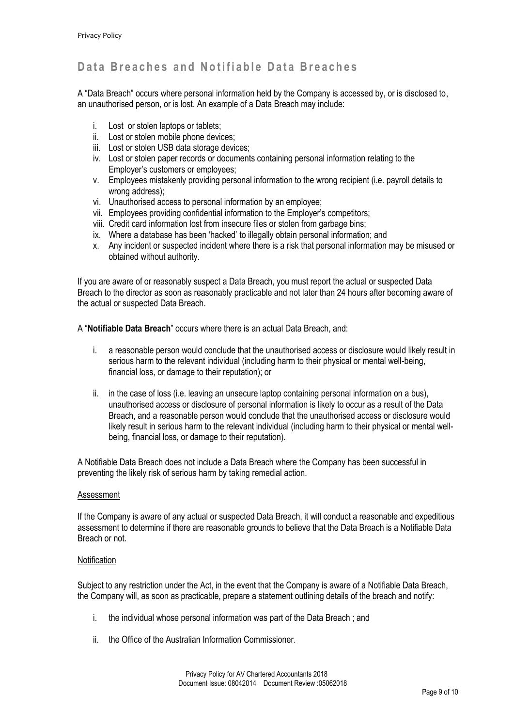## Data Breaches and Notifiable Data Breaches

A "Data Breach" occurs where personal information held by the Company is accessed by, or is disclosed to, an unauthorised person, or is lost. An example of a Data Breach may include:

i. Lost or stolen laptops or tablets;
ii. Lost or stolen mobile phone devices;
iii. Lost or stolen USB data storage devices;
iv. Lost or stolen paper records or documents containing personal information relating to the Employer's customers or employees;
v. Employees mistakenly providing personal information to the wrong recipient (i.e. payroll details to wrong address);
vi. Unauthorised access to personal information by an employee;
vii. Employees providing confidential information to the Employer's competitors;
viii. Credit card information lost from insecure files or stolen from garbage bins;
ix. Where a database has been 'hacked' to illegally obtain personal information; and
x. Any incident or suspected incident where there is a risk that personal information may be misused or obtained without authority.

If you are aware of or reasonably suspect a Data Breach, you must report the actual or suspected Data Breach to the director as soon as reasonably practicable and not later than 24 hours after becoming aware of the actual or suspected Data Breach.

A "**Notifiable Data Breach**" occurs where there is an actual Data Breach, and:

i. a reasonable person would conclude that the unauthorised access or disclosure would likely result in serious harm to the relevant individual (including harm to their physical or mental well-being, financial loss, or damage to their reputation); or

ii. in the case of loss (i.e. leaving an unsecure laptop containing personal information on a bus), unauthorised access or disclosure of personal information is likely to occur as a result of the Data Breach, and a reasonable person would conclude that the unauthorised access or disclosure would likely result in serious harm to the relevant individual (including harm to their physical or mental well-being, financial loss, or damage to their reputation).

A Notifiable Data Breach does not include a Data Breach where the Company has been successful in preventing the likely risk of serious harm by taking remedial action.

### Assessment

If the Company is aware of any actual or suspected Data Breach, it will conduct a reasonable and expeditious assessment to determine if there are reasonable grounds to believe that the Data Breach is a Notifiable Data Breach or not.

### Notification

Subject to any restriction under the Act, in the event that the Company is aware of a Notifiable Data Breach, the Company will, as soon as practicable, prepare a statement outlining details of the breach and notify:

i. the individual whose personal information was part of the Data Breach ; and

ii. the Office of the Australian Information Commissioner.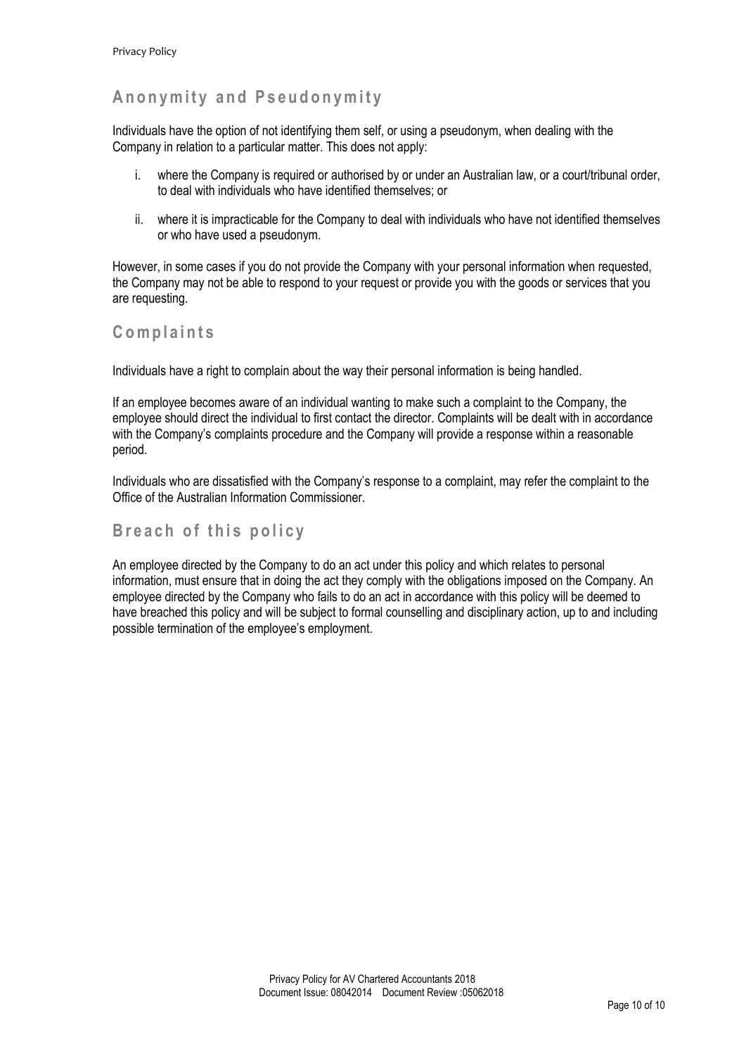## Anonymity and Pseudonymity

Individuals have the option of not identifying them self, or using a pseudonym, when dealing with the Company in relation to a particular matter. This does not apply:

i. where the Company is required or authorised by or under an Australian law, or a court/tribunal order, to deal with individuals who have identified themselves; or

ii. where it is impracticable for the Company to deal with individuals who have not identified themselves or who have used a pseudonym.

However, in some cases if you do not provide the Company with your personal information when requested, the Company may not be able to respond to your request or provide you with the goods or services that you are requesting.

## Complaints

Individuals have a right to complain about the way their personal information is being handled.

If an employee becomes aware of an individual wanting to make such a complaint to the Company, the employee should direct the individual to first contact the director. Complaints will be dealt with in accordance with the Company's complaints procedure and the Company will provide a response within a reasonable period.

Individuals who are dissatisfied with the Company's response to a complaint, may refer the complaint to the Office of the Australian Information Commissioner.

## Breach of this policy

An employee directed by the Company to do an act under this policy and which relates to personal information, must ensure that in doing the act they comply with the obligations imposed on the Company. An employee directed by the Company who fails to do an act in accordance with this policy will be deemed to have breached this policy and will be subject to formal counselling and disciplinary action, up to and including possible termination of the employee's employment.